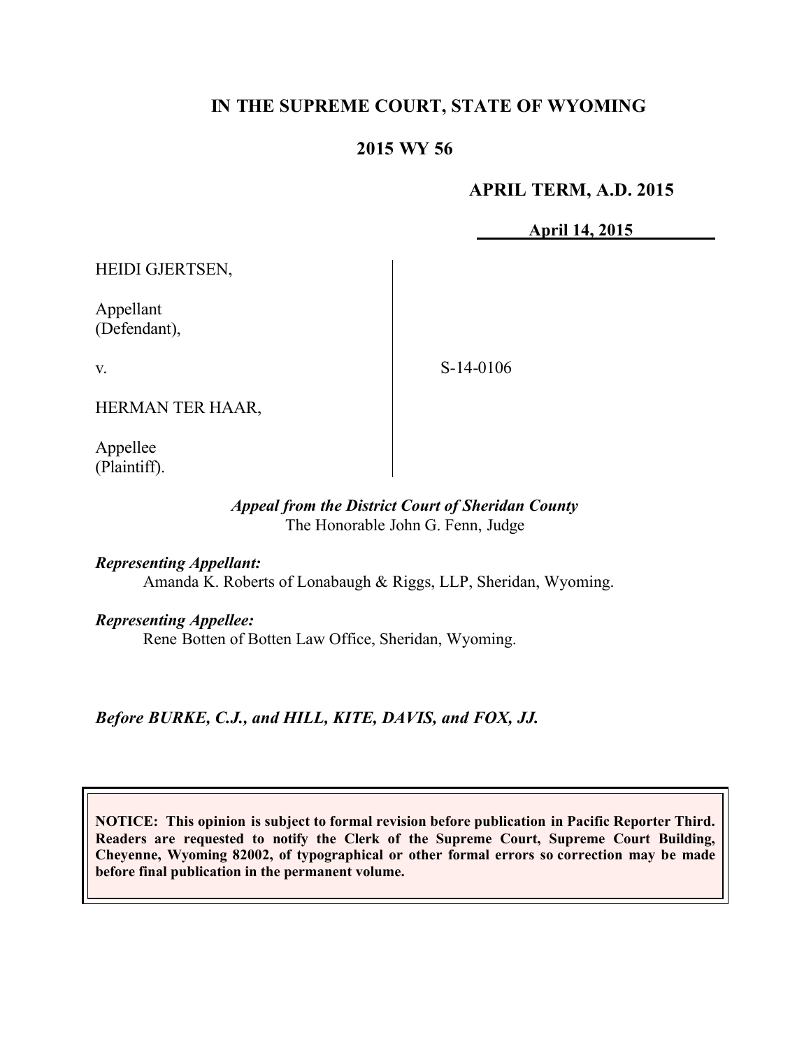# IN THE SUPREME COURT, STATE OF WYOMING

## 2015 WY 56

**APRIL TERM, A.D. 2015**

**April 14, 2015**

| | |
|---|---|
| HEIDI GJERTSEN,<br><br>Appellant<br>(Defendant),<br><br>v.<br><br>HERMAN TER HAAR,<br><br>Appellee<br>(Plaintiff). | S-14-0106 |

***Appeal from the District Court of Sheridan County***
The Honorable John G. Fenn, Judge

***Representing Appellant:***
Amanda K. Roberts of Lonabaugh & Riggs, LLP, Sheridan, Wyoming.

***Representing Appellee:***
Rene Botten of Botten Law Office, Sheridan, Wyoming.

***Before BURKE, C.J., and HILL, KITE, DAVIS, and FOX, JJ.***

**NOTICE: This opinion is subject to formal revision before publication in Pacific Reporter Third. Readers are requested to notify the Clerk of the Supreme Court, Supreme Court Building, Cheyenne, Wyoming 82002, of typographical or other formal errors so correction may be made before final publication in the permanent volume.**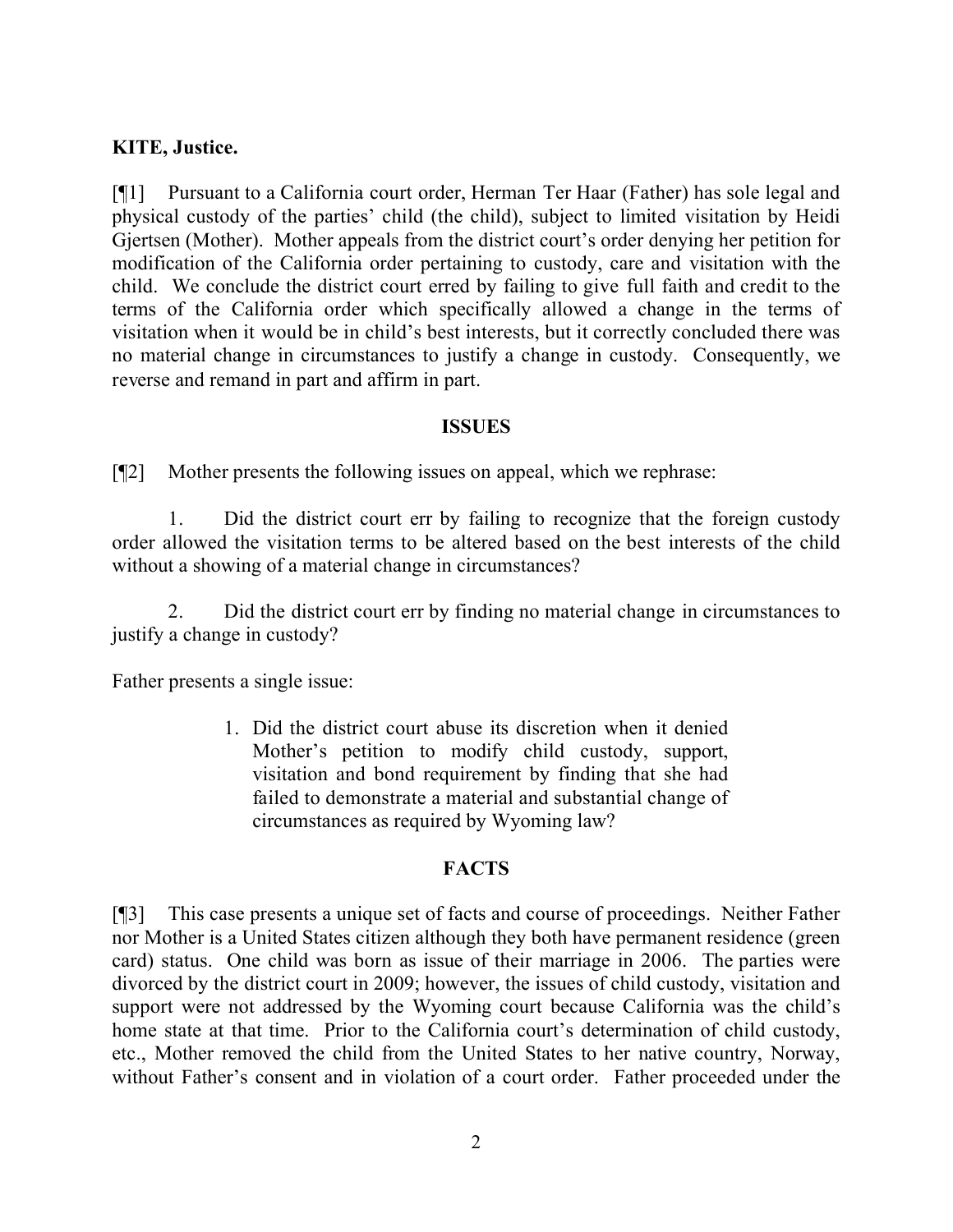**KITE, Justice.**

[¶1] Pursuant to a California court order, Herman Ter Haar (Father) has sole legal and physical custody of the parties' child (the child), subject to limited visitation by Heidi Gjertsen (Mother). Mother appeals from the district court's order denying her petition for modification of the California order pertaining to custody, care and visitation with the child. We conclude the district court erred by failing to give full faith and credit to the terms of the California order which specifically allowed a change in the terms of visitation when it would be in child's best interests, but it correctly concluded there was no material change in circumstances to justify a change in custody. Consequently, we reverse and remand in part and affirm in part.

## ISSUES

[¶2] Mother presents the following issues on appeal, which we rephrase:

1. Did the district court err by failing to recognize that the foreign custody order allowed the visitation terms to be altered based on the best interests of the child without a showing of a material change in circumstances?

2. Did the district court err by finding no material change in circumstances to justify a change in custody?

Father presents a single issue:

> 1. Did the district court abuse its discretion when it denied Mother's petition to modify child custody, support, visitation and bond requirement by finding that she had failed to demonstrate a material and substantial change of circumstances as required by Wyoming law?

## FACTS

[¶3] This case presents a unique set of facts and course of proceedings. Neither Father nor Mother is a United States citizen although they both have permanent residence (green card) status. One child was born as issue of their marriage in 2006. The parties were divorced by the district court in 2009; however, the issues of child custody, visitation and support were not addressed by the Wyoming court because California was the child's home state at that time. Prior to the California court's determination of child custody, etc., Mother removed the child from the United States to her native country, Norway, without Father's consent and in violation of a court order. Father proceeded under the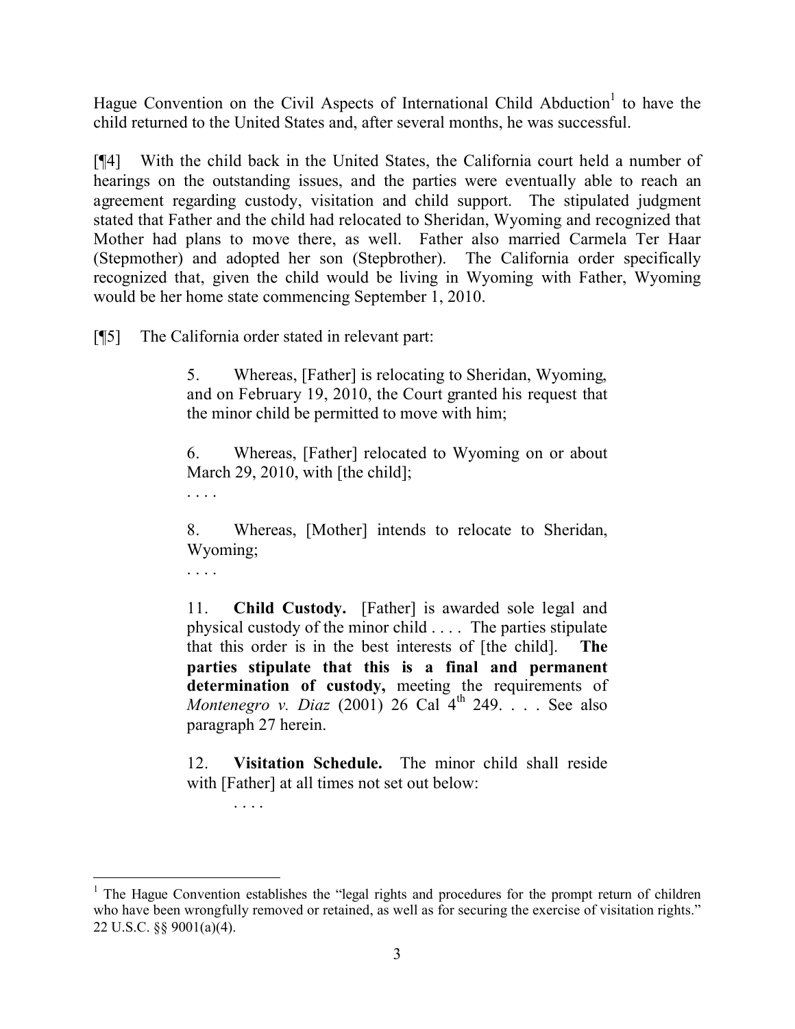Hague Convention on the Civil Aspects of International Child Abduction[1] to have the child returned to the United States and, after several months, he was successful.

[¶4] With the child back in the United States, the California court held a number of hearings on the outstanding issues, and the parties were eventually able to reach an agreement regarding custody, visitation and child support. The stipulated judgment stated that Father and the child had relocated to Sheridan, Wyoming and recognized that Mother had plans to move there, as well. Father also married Carmela Ter Haar (Stepmother) and adopted her son (Stepbrother). The California order specifically recognized that, given the child would be living in Wyoming with Father, Wyoming would be her home state commencing September 1, 2010.

[¶5] The California order stated in relevant part:

> 5. Whereas, [Father] is relocating to Sheridan, Wyoming, and on February 19, 2010, the Court granted his request that the minor child be permitted to move with him;
>
> 6. Whereas, [Father] relocated to Wyoming on or about March 29, 2010, with [the child];
>
> . . . .
>
> 8. Whereas, [Mother] intends to relocate to Sheridan, Wyoming;
>
> . . . .
>
> 11. **Child Custody.** [Father] is awarded sole legal and physical custody of the minor child . . . . The parties stipulate that this order is in the best interests of [the child]. **The parties stipulate that this is a final and permanent determination of custody,** meeting the requirements of *Montenegro v. Diaz* (2001) 26 Cal 4th 249. . . . See also paragraph 27 herein.
>
> 12. **Visitation Schedule.** The minor child shall reside with [Father] at all times not set out below:
>
> . . . .

[1] The Hague Convention establishes the "legal rights and procedures for the prompt return of children who have been wrongfully removed or retained, as well as for securing the exercise of visitation rights." 22 U.S.C. §§ 9001(a)(4).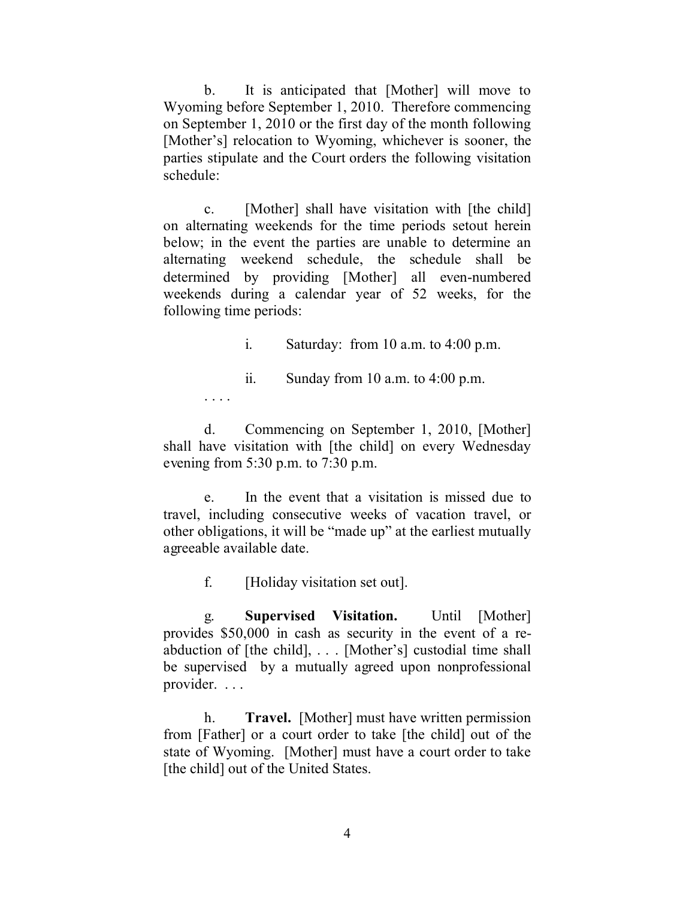b. It is anticipated that [Mother] will move to Wyoming before September 1, 2010. Therefore commencing on September 1, 2010 or the first day of the month following [Mother's] relocation to Wyoming, whichever is sooner, the parties stipulate and the Court orders the following visitation schedule:

c. [Mother] shall have visitation with [the child] on alternating weekends for the time periods setout herein below; in the event the parties are unable to determine an alternating weekend schedule, the schedule shall be determined by providing [Mother] all even-numbered weekends during a calendar year of 52 weeks, for the following time periods:

i. Saturday: from 10 a.m. to 4:00 p.m.

ii. Sunday from 10 a.m. to 4:00 p.m.

. . . .

d. Commencing on September 1, 2010, [Mother] shall have visitation with [the child] on every Wednesday evening from 5:30 p.m. to 7:30 p.m.

e. In the event that a visitation is missed due to travel, including consecutive weeks of vacation travel, or other obligations, it will be "made up" at the earliest mutually agreeable available date.

f. [Holiday visitation set out].

g. **Supervised Visitation.** Until [Mother] provides $50,000 in cash as security in the event of a re-abduction of [the child], . . . [Mother's] custodial time shall be supervised by a mutually agreed upon nonprofessional provider. . . .

h. **Travel.** [Mother] must have written permission from [Father] or a court order to take [the child] out of the state of Wyoming. [Mother] must have a court order to take [the child] out of the United States.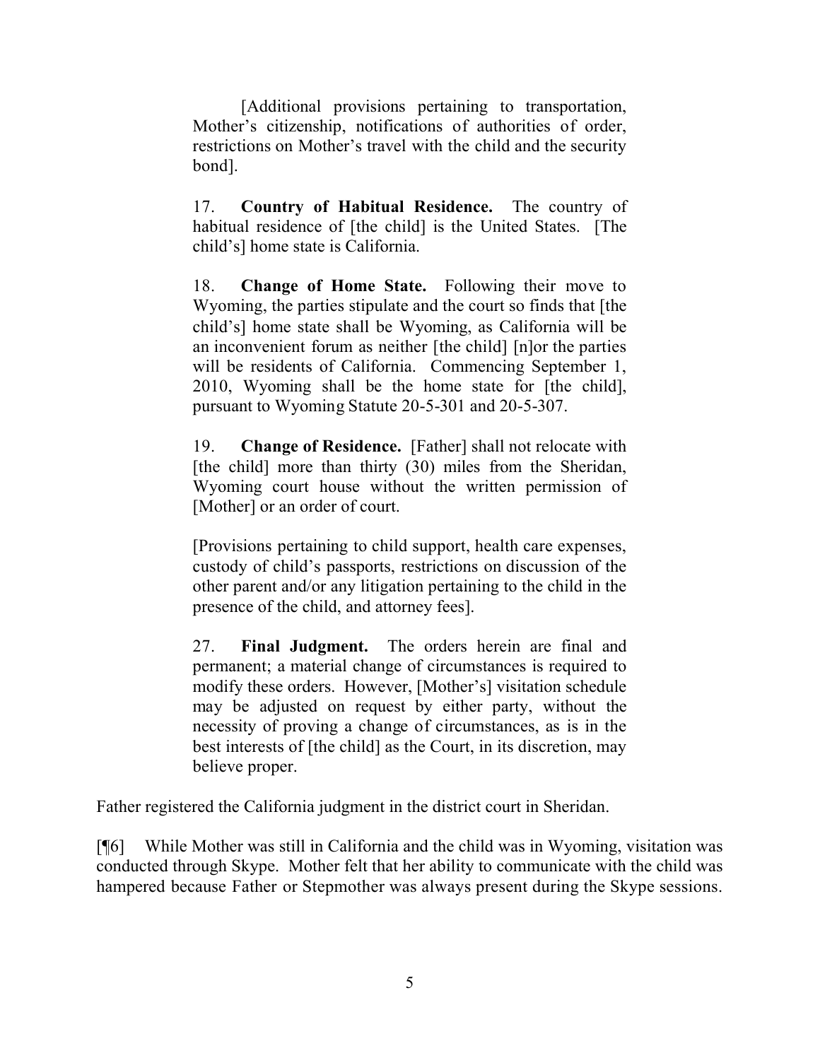> [Additional provisions pertaining to transportation, Mother's citizenship, notifications of authorities of order, restrictions on Mother's travel with the child and the security bond].
>
> 17. **Country of Habitual Residence.** The country of habitual residence of [the child] is the United States. [The child's] home state is California.
>
> 18. **Change of Home State.** Following their move to Wyoming, the parties stipulate and the court so finds that [the child's] home state shall be Wyoming, as California will be an inconvenient forum as neither [the child] [n]or the parties will be residents of California. Commencing September 1, 2010, Wyoming shall be the home state for [the child], pursuant to Wyoming Statute 20-5-301 and 20-5-307.
>
> 19. **Change of Residence.** [Father] shall not relocate with [the child] more than thirty (30) miles from the Sheridan, Wyoming court house without the written permission of [Mother] or an order of court.
>
> [Provisions pertaining to child support, health care expenses, custody of child's passports, restrictions on discussion of the other parent and/or any litigation pertaining to the child in the presence of the child, and attorney fees].
>
> 27. **Final Judgment.** The orders herein are final and permanent; a material change of circumstances is required to modify these orders. However, [Mother's] visitation schedule may be adjusted on request by either party, without the necessity of proving a change of circumstances, as is in the best interests of [the child] as the Court, in its discretion, may believe proper.

Father registered the California judgment in the district court in Sheridan.

[¶6] While Mother was still in California and the child was in Wyoming, visitation was conducted through Skype. Mother felt that her ability to communicate with the child was hampered because Father or Stepmother was always present during the Skype sessions.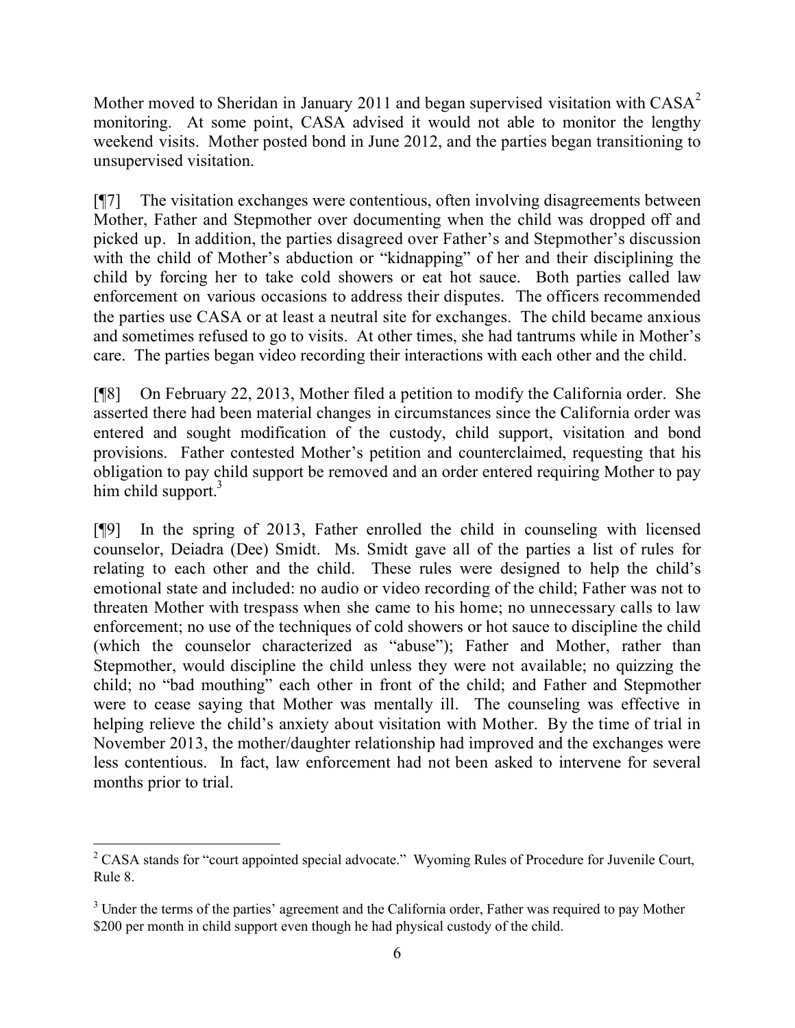Mother moved to Sheridan in January 2011 and began supervised visitation with CASA[2] monitoring. At some point, CASA advised it would not able to monitor the lengthy weekend visits. Mother posted bond in June 2012, and the parties began transitioning to unsupervised visitation.

[¶7] The visitation exchanges were contentious, often involving disagreements between Mother, Father and Stepmother over documenting when the child was dropped off and picked up. In addition, the parties disagreed over Father's and Stepmother's discussion with the child of Mother's abduction or "kidnapping" of her and their disciplining the child by forcing her to take cold showers or eat hot sauce. Both parties called law enforcement on various occasions to address their disputes. The officers recommended the parties use CASA or at least a neutral site for exchanges. The child became anxious and sometimes refused to go to visits. At other times, she had tantrums while in Mother's care. The parties began video recording their interactions with each other and the child.

[¶8] On February 22, 2013, Mother filed a petition to modify the California order. She asserted there had been material changes in circumstances since the California order was entered and sought modification of the custody, child support, visitation and bond provisions. Father contested Mother's petition and counterclaimed, requesting that his obligation to pay child support be removed and an order entered requiring Mother to pay him child support.[3]

[¶9] In the spring of 2013, Father enrolled the child in counseling with licensed counselor, Deiadra (Dee) Smidt. Ms. Smidt gave all of the parties a list of rules for relating to each other and the child. These rules were designed to help the child's emotional state and included: no audio or video recording of the child; Father was not to threaten Mother with trespass when she came to his home; no unnecessary calls to law enforcement; no use of the techniques of cold showers or hot sauce to discipline the child (which the counselor characterized as "abuse"); Father and Mother, rather than Stepmother, would discipline the child unless they were not available; no quizzing the child; no "bad mouthing" each other in front of the child; and Father and Stepmother were to cease saying that Mother was mentally ill. The counseling was effective in helping relieve the child's anxiety about visitation with Mother. By the time of trial in November 2013, the mother/daughter relationship had improved and the exchanges were less contentious. In fact, law enforcement had not been asked to intervene for several months prior to trial.

---

[2] CASA stands for "court appointed special advocate." Wyoming Rules of Procedure for Juvenile Court, Rule 8.

[3] Under the terms of the parties' agreement and the California order, Father was required to pay Mother $200 per month in child support even though he had physical custody of the child.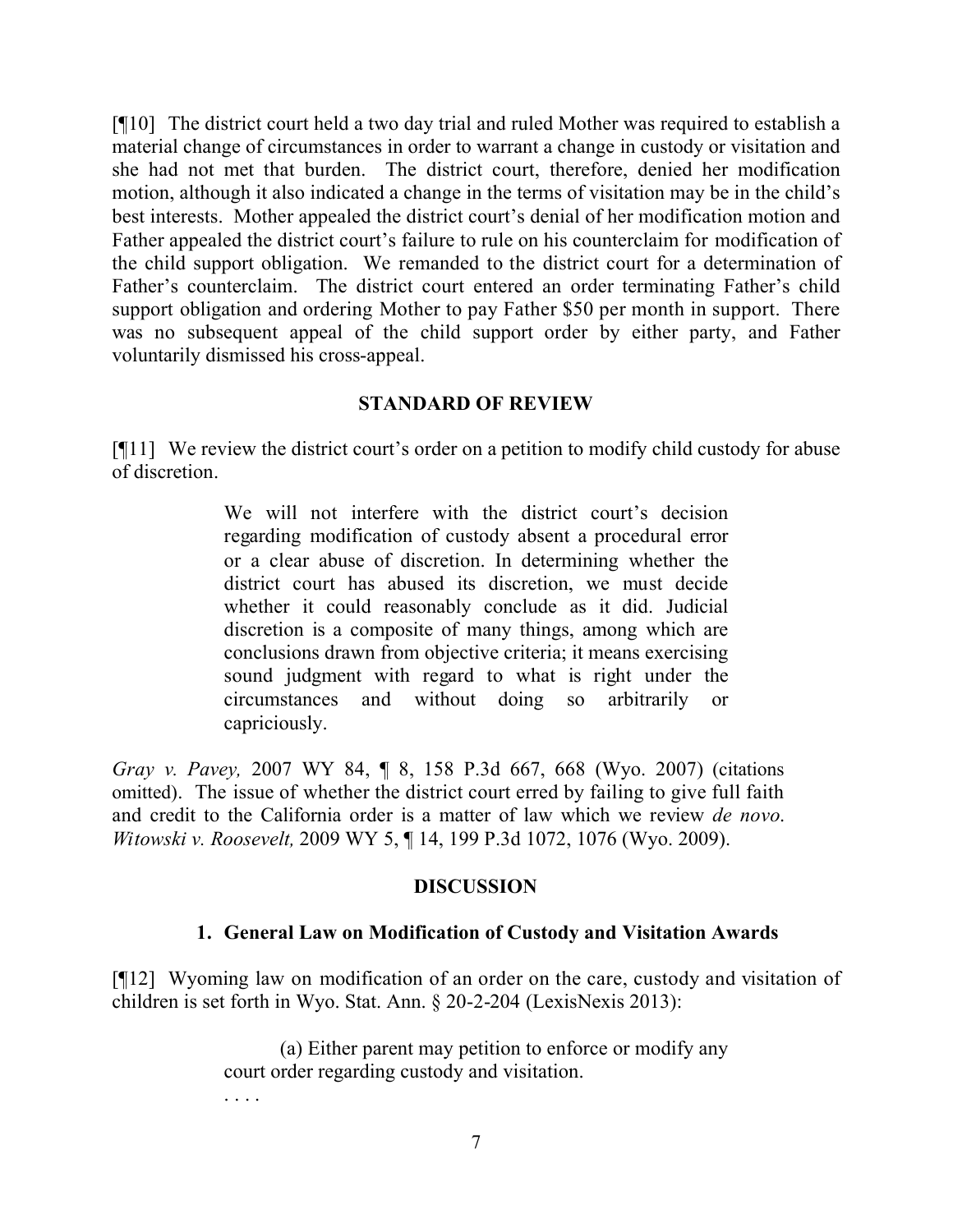[¶10] The district court held a two day trial and ruled Mother was required to establish a material change of circumstances in order to warrant a change in custody or visitation and she had not met that burden. The district court, therefore, denied her modification motion, although it also indicated a change in the terms of visitation may be in the child's best interests. Mother appealed the district court's denial of her modification motion and Father appealed the district court's failure to rule on his counterclaim for modification of the child support obligation. We remanded to the district court for a determination of Father's counterclaim. The district court entered an order terminating Father's child support obligation and ordering Mother to pay Father $50 per month in support. There was no subsequent appeal of the child support order by either party, and Father voluntarily dismissed his cross-appeal.

## STANDARD OF REVIEW

[¶11] We review the district court's order on a petition to modify child custody for abuse of discretion.

> We will not interfere with the district court's decision regarding modification of custody absent a procedural error or a clear abuse of discretion. In determining whether the district court has abused its discretion, we must decide whether it could reasonably conclude as it did. Judicial discretion is a composite of many things, among which are conclusions drawn from objective criteria; it means exercising sound judgment with regard to what is right under the circumstances and without doing so arbitrarily or capriciously.

*Gray v. Pavey,* 2007 WY 84, ¶ 8, 158 P.3d 667, 668 (Wyo. 2007) (citations omitted). The issue of whether the district court erred by failing to give full faith and credit to the California order is a matter of law which we review *de novo. Witowski v. Roosevelt,* 2009 WY 5, ¶ 14, 199 P.3d 1072, 1076 (Wyo. 2009).

## DISCUSSION

### 1. General Law on Modification of Custody and Visitation Awards

[¶12] Wyoming law on modification of an order on the care, custody and visitation of children is set forth in Wyo. Stat. Ann. § 20-2-204 (LexisNexis 2013):

> (a) Either parent may petition to enforce or modify any court order regarding custody and visitation.
>
> . . . .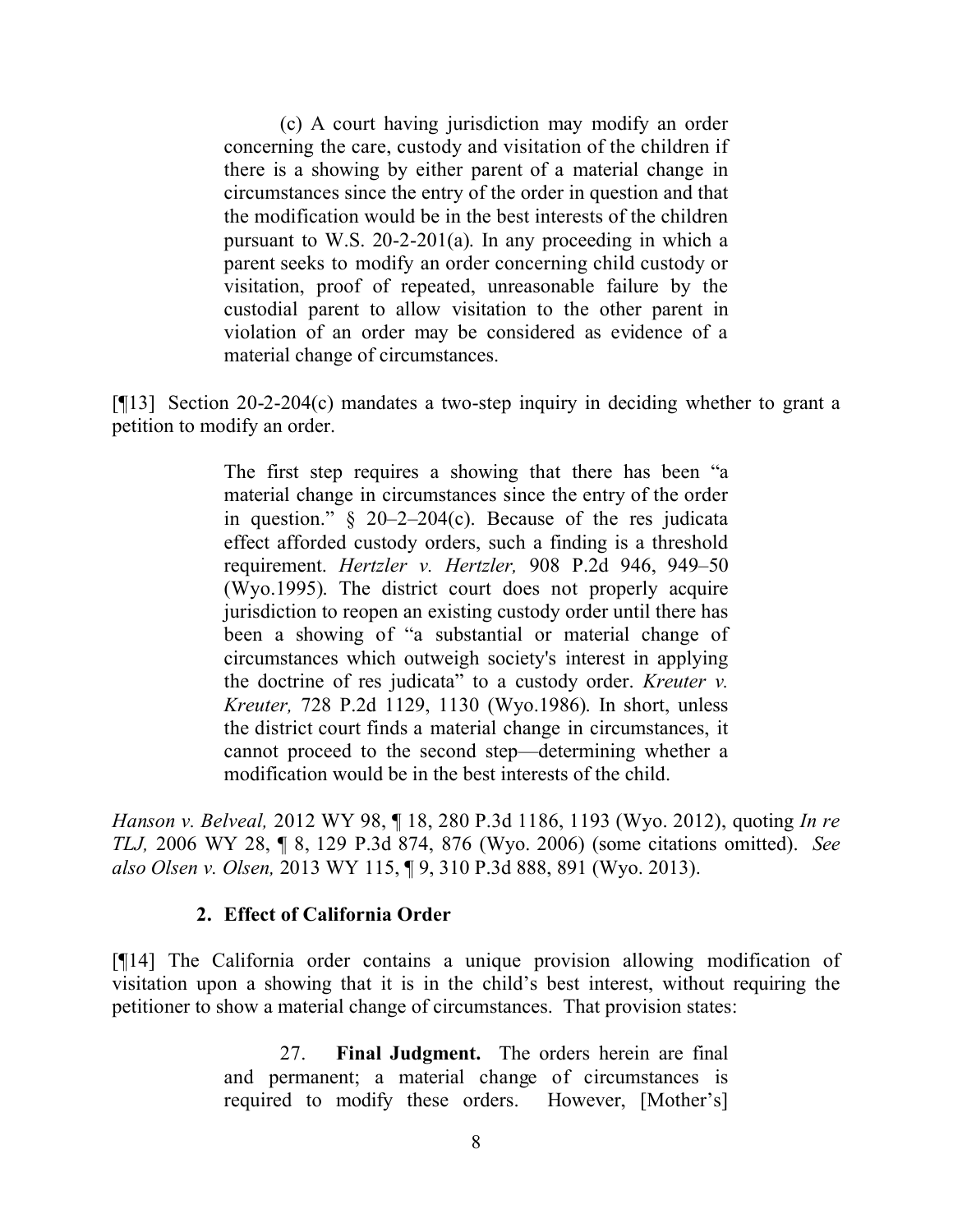> (c) A court having jurisdiction may modify an order concerning the care, custody and visitation of the children if there is a showing by either parent of a material change in circumstances since the entry of the order in question and that the modification would be in the best interests of the children pursuant to W.S. 20-2-201(a). In any proceeding in which a parent seeks to modify an order concerning child custody or visitation, proof of repeated, unreasonable failure by the custodial parent to allow visitation to the other parent in violation of an order may be considered as evidence of a material change of circumstances.

[¶13] Section 20-2-204(c) mandates a two-step inquiry in deciding whether to grant a petition to modify an order.

> The first step requires a showing that there has been "a material change in circumstances since the entry of the order in question." § 20–2–204(c). Because of the res judicata effect afforded custody orders, such a finding is a threshold requirement. *Hertzler v. Hertzler,* 908 P.2d 946, 949–50 (Wyo.1995). The district court does not properly acquire jurisdiction to reopen an existing custody order until there has been a showing of "a substantial or material change of circumstances which outweigh society's interest in applying the doctrine of res judicata" to a custody order. *Kreuter v. Kreuter,* 728 P.2d 1129, 1130 (Wyo.1986). In short, unless the district court finds a material change in circumstances, it cannot proceed to the second step—determining whether a modification would be in the best interests of the child.

*Hanson v. Belveal,* 2012 WY 98, ¶ 18, 280 P.3d 1186, 1193 (Wyo. 2012), quoting *In re TLJ,* 2006 WY 28, ¶ 8, 129 P.3d 874, 876 (Wyo. 2006) (some citations omitted). *See also Olsen v. Olsen,* 2013 WY 115, ¶ 9, 310 P.3d 888, 891 (Wyo. 2013).

### 2. Effect of California Order

[¶14] The California order contains a unique provision allowing modification of visitation upon a showing that it is in the child's best interest, without requiring the petitioner to show a material change of circumstances. That provision states:

> 27. **Final Judgment.** The orders herein are final and permanent; a material change of circumstances is required to modify these orders. However, [Mother's]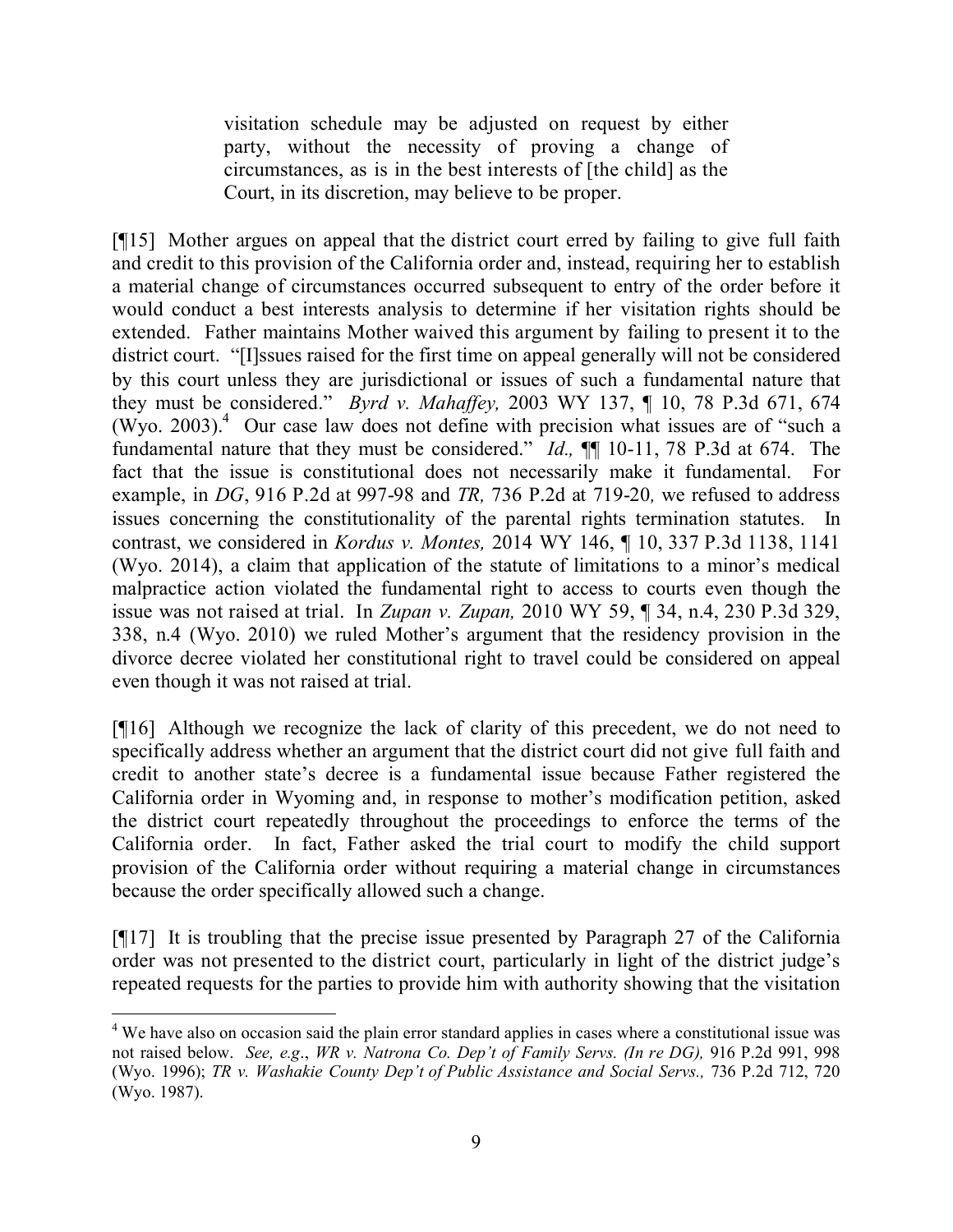> visitation schedule may be adjusted on request by either party, without the necessity of proving a change of circumstances, as is in the best interests of [the child] as the Court, in its discretion, may believe to be proper.

[¶15] Mother argues on appeal that the district court erred by failing to give full faith and credit to this provision of the California order and, instead, requiring her to establish a material change of circumstances occurred subsequent to entry of the order before it would conduct a best interests analysis to determine if her visitation rights should be extended. Father maintains Mother waived this argument by failing to present it to the district court. "[I]ssues raised for the first time on appeal generally will not be considered by this court unless they are jurisdictional or issues of such a fundamental nature that they must be considered." *Byrd v. Mahaffey,* 2003 WY 137, ¶ 10, 78 P.3d 671, 674 (Wyo. 2003).[4] Our case law does not define with precision what issues are of "such a fundamental nature that they must be considered." *Id.,* ¶¶ 10-11, 78 P.3d at 674. The fact that the issue is constitutional does not necessarily make it fundamental. For example, in *DG*, 916 P.2d at 997-98 and *TR,* 736 P.2d at 719-20*,* we refused to address issues concerning the constitutionality of the parental rights termination statutes. In contrast, we considered in *Kordus v. Montes,* 2014 WY 146, ¶ 10, 337 P.3d 1138, 1141 (Wyo. 2014), a claim that application of the statute of limitations to a minor's medical malpractice action violated the fundamental right to access to courts even though the issue was not raised at trial. In *Zupan v. Zupan,* 2010 WY 59, ¶ 34, n.4, 230 P.3d 329, 338, n.4 (Wyo. 2010) we ruled Mother's argument that the residency provision in the divorce decree violated her constitutional right to travel could be considered on appeal even though it was not raised at trial.

[¶16] Although we recognize the lack of clarity of this precedent, we do not need to specifically address whether an argument that the district court did not give full faith and credit to another state's decree is a fundamental issue because Father registered the California order in Wyoming and, in response to mother's modification petition, asked the district court repeatedly throughout the proceedings to enforce the terms of the California order. In fact, Father asked the trial court to modify the child support provision of the California order without requiring a material change in circumstances because the order specifically allowed such a change.

[¶17] It is troubling that the precise issue presented by Paragraph 27 of the California order was not presented to the district court, particularly in light of the district judge's repeated requests for the parties to provide him with authority showing that the visitation

---

[4] We have also on occasion said the plain error standard applies in cases where a constitutional issue was not raised below. *See, e.g*., *WR v. Natrona Co. Dep't of Family Servs. (In re DG),* 916 P.2d 991, 998 (Wyo. 1996); *TR v. Washakie County Dep't of Public Assistance and Social Servs.,* 736 P.2d 712, 720 (Wyo. 1987).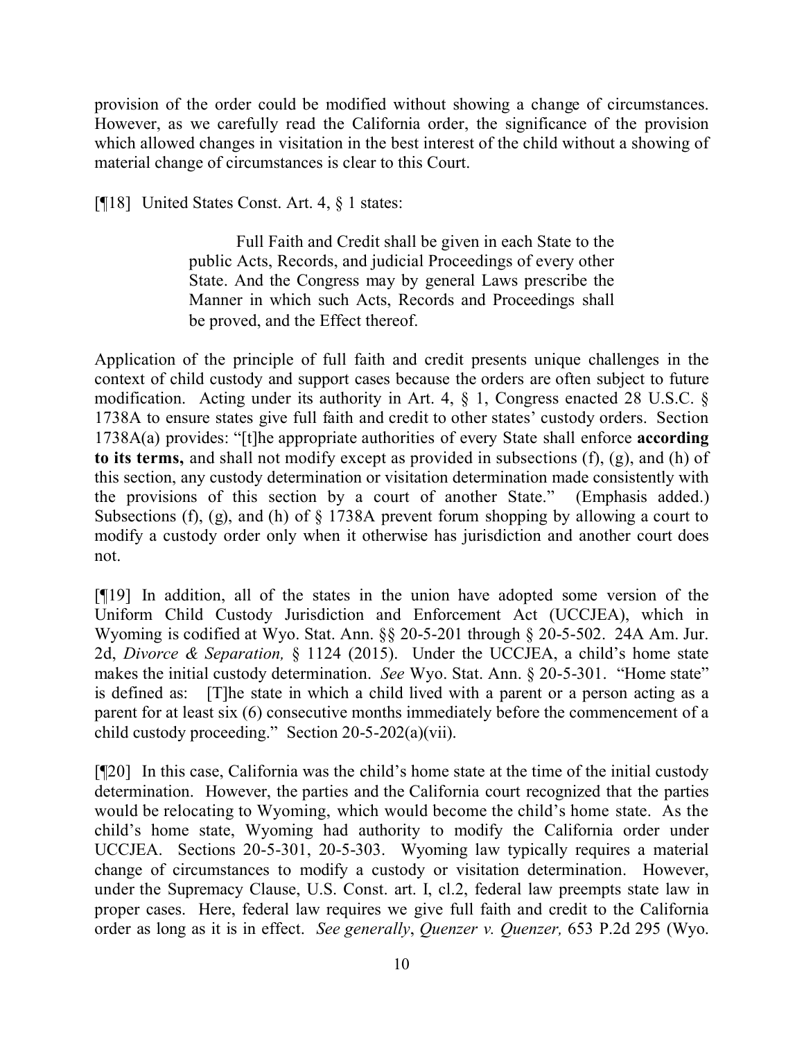provision of the order could be modified without showing a change of circumstances. However, as we carefully read the California order, the significance of the provision which allowed changes in visitation in the best interest of the child without a showing of material change of circumstances is clear to this Court.

[¶18] United States Const. Art. 4, § 1 states:

> Full Faith and Credit shall be given in each State to the public Acts, Records, and judicial Proceedings of every other State. And the Congress may by general Laws prescribe the Manner in which such Acts, Records and Proceedings shall be proved, and the Effect thereof.

Application of the principle of full faith and credit presents unique challenges in the context of child custody and support cases because the orders are often subject to future modification. Acting under its authority in Art. 4, § 1, Congress enacted 28 U.S.C. § 1738A to ensure states give full faith and credit to other states' custody orders. Section 1738A(a) provides: "[t]he appropriate authorities of every State shall enforce **according to its terms,** and shall not modify except as provided in subsections (f), (g), and (h) of this section, any custody determination or visitation determination made consistently with the provisions of this section by a court of another State." (Emphasis added.) Subsections (f), (g), and (h) of § 1738A prevent forum shopping by allowing a court to modify a custody order only when it otherwise has jurisdiction and another court does not.

[¶19] In addition, all of the states in the union have adopted some version of the Uniform Child Custody Jurisdiction and Enforcement Act (UCCJEA), which in Wyoming is codified at Wyo. Stat. Ann. §§ 20-5-201 through § 20-5-502. 24A Am. Jur. 2d, *Divorce & Separation,* § 1124 (2015). Under the UCCJEA, a child's home state makes the initial custody determination. *See* Wyo. Stat. Ann. § 20-5-301. "Home state" is defined as: [T]he state in which a child lived with a parent or a person acting as a parent for at least six (6) consecutive months immediately before the commencement of a child custody proceeding." Section 20-5-202(a)(vii).

[¶20] In this case, California was the child's home state at the time of the initial custody determination. However, the parties and the California court recognized that the parties would be relocating to Wyoming, which would become the child's home state. As the child's home state, Wyoming had authority to modify the California order under UCCJEA. Sections 20-5-301, 20-5-303. Wyoming law typically requires a material change of circumstances to modify a custody or visitation determination. However, under the Supremacy Clause, U.S. Const. art. I, cl.2, federal law preempts state law in proper cases. Here, federal law requires we give full faith and credit to the California order as long as it is in effect. *See generally*, *Quenzer v. Quenzer,* 653 P.2d 295 (Wyo.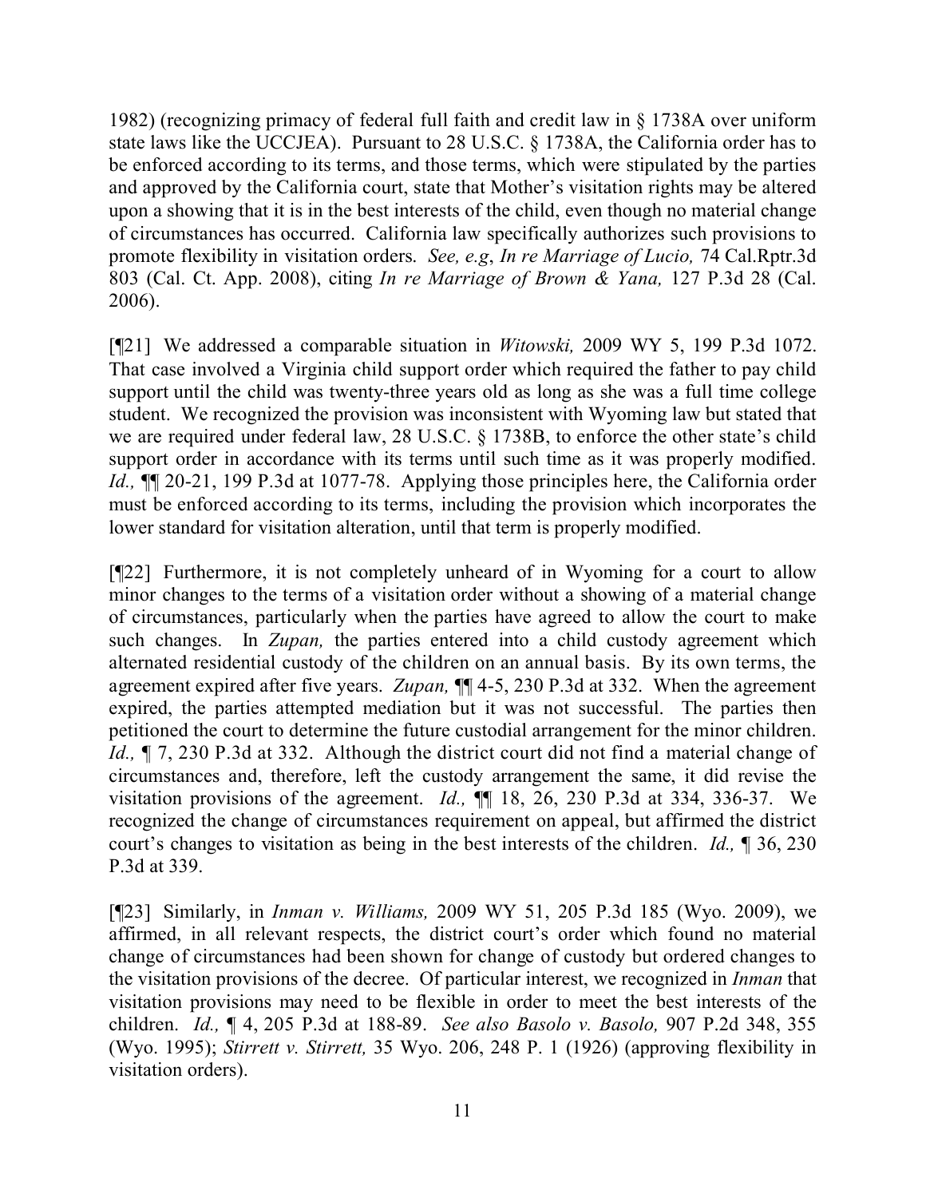1982) (recognizing primacy of federal full faith and credit law in § 1738A over uniform state laws like the UCCJEA). Pursuant to 28 U.S.C. § 1738A, the California order has to be enforced according to its terms, and those terms, which were stipulated by the parties and approved by the California court, state that Mother's visitation rights may be altered upon a showing that it is in the best interests of the child, even though no material change of circumstances has occurred. California law specifically authorizes such provisions to promote flexibility in visitation orders. *See, e.g*, *In re Marriage of Lucio,* 74 Cal.Rptr.3d 803 (Cal. Ct. App. 2008), citing *In re Marriage of Brown & Yana,* 127 P.3d 28 (Cal. 2006).

[¶21] We addressed a comparable situation in *Witowski,* 2009 WY 5, 199 P.3d 1072. That case involved a Virginia child support order which required the father to pay child support until the child was twenty-three years old as long as she was a full time college student. We recognized the provision was inconsistent with Wyoming law but stated that we are required under federal law, 28 U.S.C. § 1738B, to enforce the other state's child support order in accordance with its terms until such time as it was properly modified. *Id.,* ¶¶ 20-21, 199 P.3d at 1077-78. Applying those principles here, the California order must be enforced according to its terms, including the provision which incorporates the lower standard for visitation alteration, until that term is properly modified.

[¶22] Furthermore, it is not completely unheard of in Wyoming for a court to allow minor changes to the terms of a visitation order without a showing of a material change of circumstances, particularly when the parties have agreed to allow the court to make such changes. In *Zupan,* the parties entered into a child custody agreement which alternated residential custody of the children on an annual basis. By its own terms, the agreement expired after five years. *Zupan,* ¶¶ 4-5, 230 P.3d at 332. When the agreement expired, the parties attempted mediation but it was not successful. The parties then petitioned the court to determine the future custodial arrangement for the minor children. *Id.,* ¶ 7, 230 P.3d at 332. Although the district court did not find a material change of circumstances and, therefore, left the custody arrangement the same, it did revise the visitation provisions of the agreement. *Id.,* ¶¶ 18, 26, 230 P.3d at 334, 336-37. We recognized the change of circumstances requirement on appeal, but affirmed the district court's changes to visitation as being in the best interests of the children. *Id.,* ¶ 36, 230 P.3d at 339.

[¶23] Similarly, in *Inman v. Williams,* 2009 WY 51, 205 P.3d 185 (Wyo. 2009), we affirmed, in all relevant respects, the district court's order which found no material change of circumstances had been shown for change of custody but ordered changes to the visitation provisions of the decree. Of particular interest, we recognized in *Inman* that visitation provisions may need to be flexible in order to meet the best interests of the children. *Id.,* ¶ 4, 205 P.3d at 188-89. *See also Basolo v. Basolo,* 907 P.2d 348, 355 (Wyo. 1995); *Stirrett v. Stirrett,* 35 Wyo. 206, 248 P. 1 (1926) (approving flexibility in visitation orders).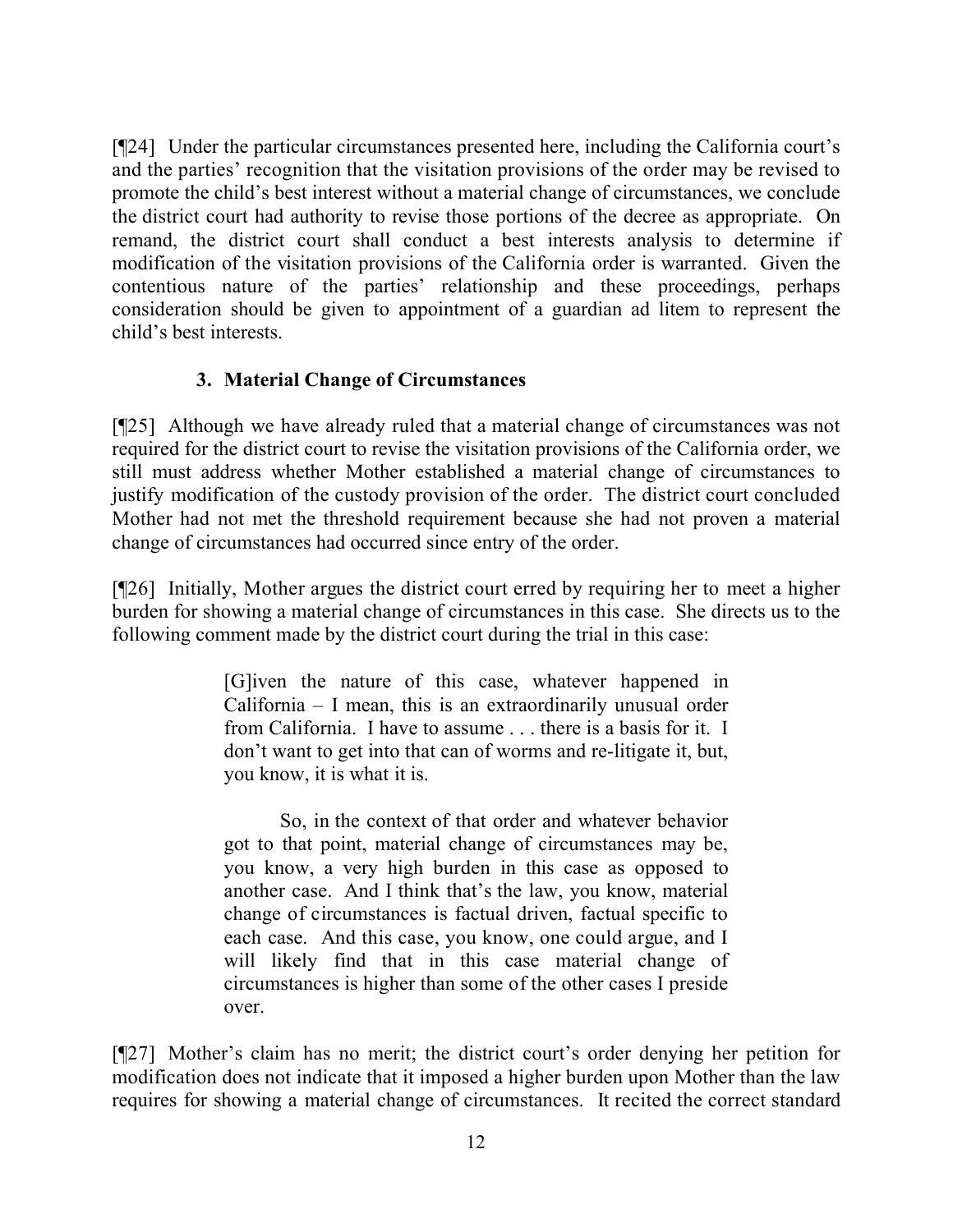[¶24] Under the particular circumstances presented here, including the California court's and the parties' recognition that the visitation provisions of the order may be revised to promote the child's best interest without a material change of circumstances, we conclude the district court had authority to revise those portions of the decree as appropriate. On remand, the district court shall conduct a best interests analysis to determine if modification of the visitation provisions of the California order is warranted. Given the contentious nature of the parties' relationship and these proceedings, perhaps consideration should be given to appointment of a guardian ad litem to represent the child's best interests.

### 3. Material Change of Circumstances

[¶25] Although we have already ruled that a material change of circumstances was not required for the district court to revise the visitation provisions of the California order, we still must address whether Mother established a material change of circumstances to justify modification of the custody provision of the order. The district court concluded Mother had not met the threshold requirement because she had not proven a material change of circumstances had occurred since entry of the order.

[¶26] Initially, Mother argues the district court erred by requiring her to meet a higher burden for showing a material change of circumstances in this case. She directs us to the following comment made by the district court during the trial in this case:

> [G]iven the nature of this case, whatever happened in California – I mean, this is an extraordinarily unusual order from California. I have to assume . . . there is a basis for it. I don't want to get into that can of worms and re-litigate it, but, you know, it is what it is.
>
> So, in the context of that order and whatever behavior got to that point, material change of circumstances may be, you know, a very high burden in this case as opposed to another case. And I think that's the law, you know, material change of circumstances is factual driven, factual specific to each case. And this case, you know, one could argue, and I will likely find that in this case material change of circumstances is higher than some of the other cases I preside over.

[¶27] Mother's claim has no merit; the district court's order denying her petition for modification does not indicate that it imposed a higher burden upon Mother than the law requires for showing a material change of circumstances. It recited the correct standard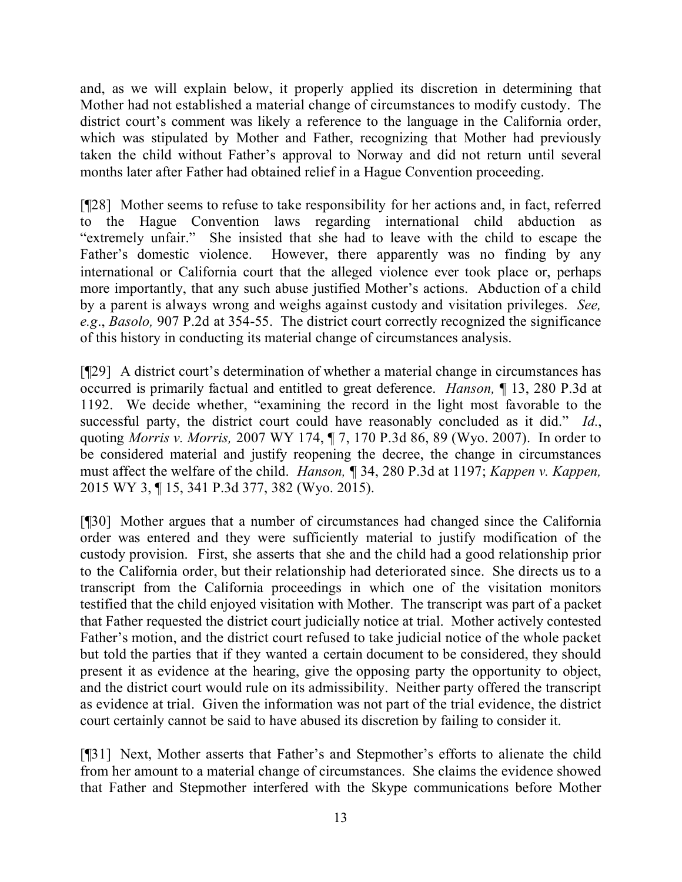and, as we will explain below, it properly applied its discretion in determining that Mother had not established a material change of circumstances to modify custody. The district court's comment was likely a reference to the language in the California order, which was stipulated by Mother and Father, recognizing that Mother had previously taken the child without Father's approval to Norway and did not return until several months later after Father had obtained relief in a Hague Convention proceeding.

[¶28] Mother seems to refuse to take responsibility for her actions and, in fact, referred to the Hague Convention laws regarding international child abduction as "extremely unfair." She insisted that she had to leave with the child to escape the Father's domestic violence. However, there apparently was no finding by any international or California court that the alleged violence ever took place or, perhaps more importantly, that any such abuse justified Mother's actions. Abduction of a child by a parent is always wrong and weighs against custody and visitation privileges. *See, e.g*., *Basolo,* 907 P.2d at 354-55. The district court correctly recognized the significance of this history in conducting its material change of circumstances analysis.

[¶29] A district court's determination of whether a material change in circumstances has occurred is primarily factual and entitled to great deference. *Hanson,* ¶ 13, 280 P.3d at 1192. We decide whether, "examining the record in the light most favorable to the successful party, the district court could have reasonably concluded as it did." *Id.*, quoting *Morris v. Morris,* 2007 WY 174, ¶ 7, 170 P.3d 86, 89 (Wyo. 2007). In order to be considered material and justify reopening the decree, the change in circumstances must affect the welfare of the child. *Hanson,* ¶ 34, 280 P.3d at 1197; *Kappen v. Kappen,* 2015 WY 3, ¶ 15, 341 P.3d 377, 382 (Wyo. 2015).

[¶30] Mother argues that a number of circumstances had changed since the California order was entered and they were sufficiently material to justify modification of the custody provision. First, she asserts that she and the child had a good relationship prior to the California order, but their relationship had deteriorated since. She directs us to a transcript from the California proceedings in which one of the visitation monitors testified that the child enjoyed visitation with Mother. The transcript was part of a packet that Father requested the district court judicially notice at trial. Mother actively contested Father's motion, and the district court refused to take judicial notice of the whole packet but told the parties that if they wanted a certain document to be considered, they should present it as evidence at the hearing, give the opposing party the opportunity to object, and the district court would rule on its admissibility. Neither party offered the transcript as evidence at trial. Given the information was not part of the trial evidence, the district court certainly cannot be said to have abused its discretion by failing to consider it.

[¶31] Next, Mother asserts that Father's and Stepmother's efforts to alienate the child from her amount to a material change of circumstances. She claims the evidence showed that Father and Stepmother interfered with the Skype communications before Mother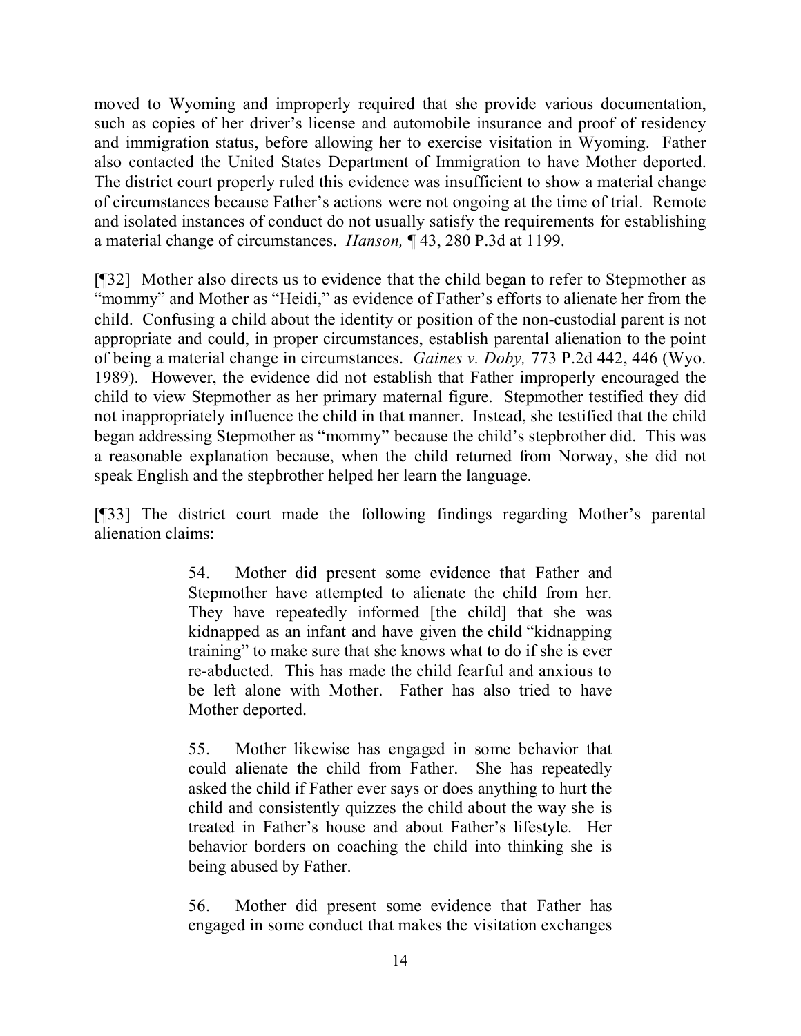moved to Wyoming and improperly required that she provide various documentation, such as copies of her driver's license and automobile insurance and proof of residency and immigration status, before allowing her to exercise visitation in Wyoming. Father also contacted the United States Department of Immigration to have Mother deported. The district court properly ruled this evidence was insufficient to show a material change of circumstances because Father's actions were not ongoing at the time of trial. Remote and isolated instances of conduct do not usually satisfy the requirements for establishing a material change of circumstances. *Hanson,* ¶ 43, 280 P.3d at 1199.

[¶32] Mother also directs us to evidence that the child began to refer to Stepmother as "mommy" and Mother as "Heidi," as evidence of Father's efforts to alienate her from the child. Confusing a child about the identity or position of the non-custodial parent is not appropriate and could, in proper circumstances, establish parental alienation to the point of being a material change in circumstances. *Gaines v. Doby,* 773 P.2d 442, 446 (Wyo. 1989). However, the evidence did not establish that Father improperly encouraged the child to view Stepmother as her primary maternal figure. Stepmother testified they did not inappropriately influence the child in that manner. Instead, she testified that the child began addressing Stepmother as "mommy" because the child's stepbrother did. This was a reasonable explanation because, when the child returned from Norway, she did not speak English and the stepbrother helped her learn the language.

[¶33] The district court made the following findings regarding Mother's parental alienation claims:

> 54. Mother did present some evidence that Father and Stepmother have attempted to alienate the child from her. They have repeatedly informed [the child] that she was kidnapped as an infant and have given the child "kidnapping training" to make sure that she knows what to do if she is ever re-abducted. This has made the child fearful and anxious to be left alone with Mother. Father has also tried to have Mother deported.
>
> 55. Mother likewise has engaged in some behavior that could alienate the child from Father. She has repeatedly asked the child if Father ever says or does anything to hurt the child and consistently quizzes the child about the way she is treated in Father's house and about Father's lifestyle. Her behavior borders on coaching the child into thinking she is being abused by Father.
>
> 56. Mother did present some evidence that Father has engaged in some conduct that makes the visitation exchanges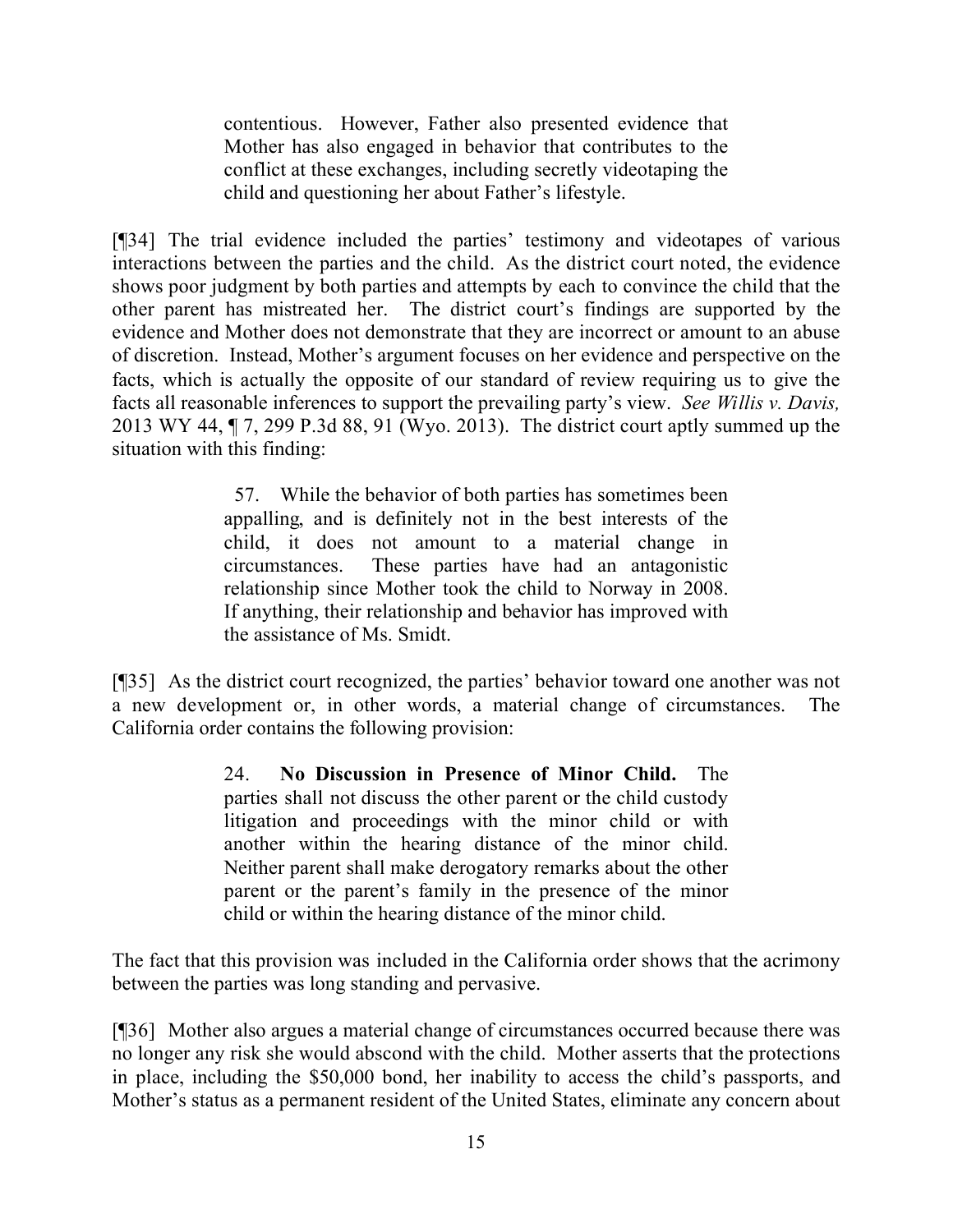> contentious. However, Father also presented evidence that Mother has also engaged in behavior that contributes to the conflict at these exchanges, including secretly videotaping the child and questioning her about Father's lifestyle.

[¶34] The trial evidence included the parties' testimony and videotapes of various interactions between the parties and the child. As the district court noted, the evidence shows poor judgment by both parties and attempts by each to convince the child that the other parent has mistreated her. The district court's findings are supported by the evidence and Mother does not demonstrate that they are incorrect or amount to an abuse of discretion. Instead, Mother's argument focuses on her evidence and perspective on the facts, which is actually the opposite of our standard of review requiring us to give the facts all reasonable inferences to support the prevailing party's view. *See Willis v. Davis,* 2013 WY 44, ¶ 7, 299 P.3d 88, 91 (Wyo. 2013). The district court aptly summed up the situation with this finding:

> 57. While the behavior of both parties has sometimes been appalling, and is definitely not in the best interests of the child, it does not amount to a material change in circumstances. These parties have had an antagonistic relationship since Mother took the child to Norway in 2008. If anything, their relationship and behavior has improved with the assistance of Ms. Smidt.

[¶35] As the district court recognized, the parties' behavior toward one another was not a new development or, in other words, a material change of circumstances. The California order contains the following provision:

> 24. **No Discussion in Presence of Minor Child.** The parties shall not discuss the other parent or the child custody litigation and proceedings with the minor child or with another within the hearing distance of the minor child. Neither parent shall make derogatory remarks about the other parent or the parent's family in the presence of the minor child or within the hearing distance of the minor child.

The fact that this provision was included in the California order shows that the acrimony between the parties was long standing and pervasive.

[¶36] Mother also argues a material change of circumstances occurred because there was no longer any risk she would abscond with the child. Mother asserts that the protections in place, including the $50,000 bond, her inability to access the child's passports, and Mother's status as a permanent resident of the United States, eliminate any concern about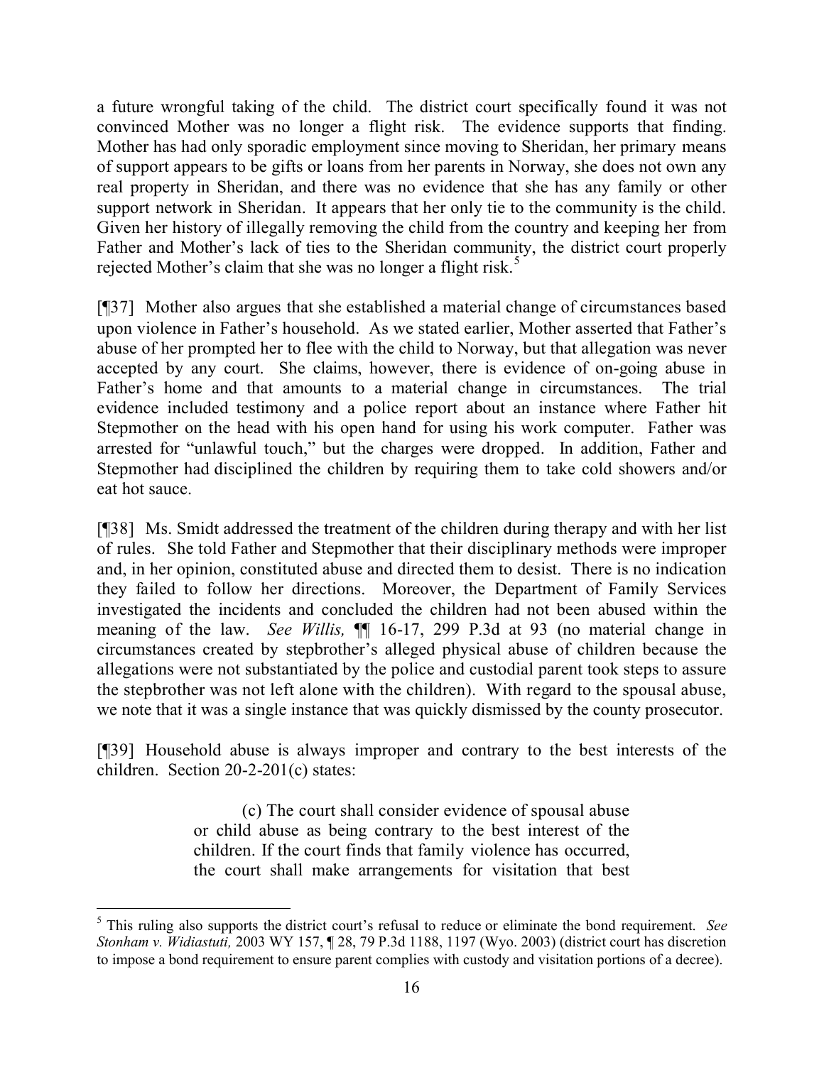a future wrongful taking of the child. The district court specifically found it was not convinced Mother was no longer a flight risk. The evidence supports that finding. Mother has had only sporadic employment since moving to Sheridan, her primary means of support appears to be gifts or loans from her parents in Norway, she does not own any real property in Sheridan, and there was no evidence that she has any family or other support network in Sheridan. It appears that her only tie to the community is the child. Given her history of illegally removing the child from the country and keeping her from Father and Mother's lack of ties to the Sheridan community, the district court properly rejected Mother's claim that she was no longer a flight risk.[5]

[¶37] Mother also argues that she established a material change of circumstances based upon violence in Father's household. As we stated earlier, Mother asserted that Father's abuse of her prompted her to flee with the child to Norway, but that allegation was never accepted by any court. She claims, however, there is evidence of on-going abuse in Father's home and that amounts to a material change in circumstances. The trial evidence included testimony and a police report about an instance where Father hit Stepmother on the head with his open hand for using his work computer. Father was arrested for "unlawful touch," but the charges were dropped. In addition, Father and Stepmother had disciplined the children by requiring them to take cold showers and/or eat hot sauce.

[¶38] Ms. Smidt addressed the treatment of the children during therapy and with her list of rules. She told Father and Stepmother that their disciplinary methods were improper and, in her opinion, constituted abuse and directed them to desist. There is no indication they failed to follow her directions. Moreover, the Department of Family Services investigated the incidents and concluded the children had not been abused within the meaning of the law. *See Willis,* ¶¶ 16-17, 299 P.3d at 93 (no material change in circumstances created by stepbrother's alleged physical abuse of children because the allegations were not substantiated by the police and custodial parent took steps to assure the stepbrother was not left alone with the children). With regard to the spousal abuse, we note that it was a single instance that was quickly dismissed by the county prosecutor.

[¶39] Household abuse is always improper and contrary to the best interests of the children. Section 20-2-201(c) states:

> (c) The court shall consider evidence of spousal abuse or child abuse as being contrary to the best interest of the children. If the court finds that family violence has occurred, the court shall make arrangements for visitation that best

---

[5] This ruling also supports the district court's refusal to reduce or eliminate the bond requirement. *See Stonham v. Widiastuti,* 2003 WY 157, ¶ 28, 79 P.3d 1188, 1197 (Wyo. 2003) (district court has discretion to impose a bond requirement to ensure parent complies with custody and visitation portions of a decree).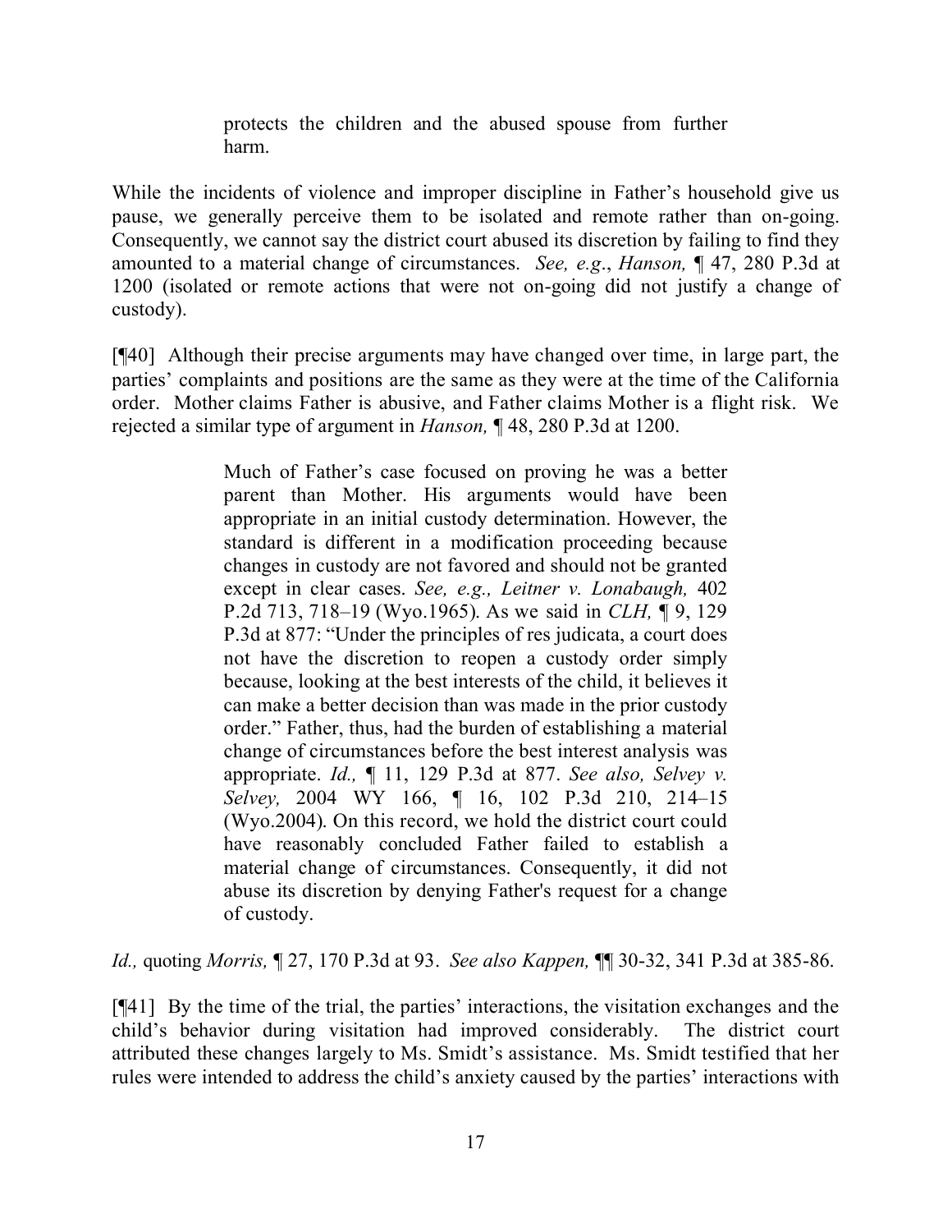> protects the children and the abused spouse from further harm.

While the incidents of violence and improper discipline in Father's household give us pause, we generally perceive them to be isolated and remote rather than on-going. Consequently, we cannot say the district court abused its discretion by failing to find they amounted to a material change of circumstances. *See, e.g*., *Hanson,* ¶ 47, 280 P.3d at 1200 (isolated or remote actions that were not on-going did not justify a change of custody).

[¶40] Although their precise arguments may have changed over time, in large part, the parties' complaints and positions are the same as they were at the time of the California order. Mother claims Father is abusive, and Father claims Mother is a flight risk. We rejected a similar type of argument in *Hanson,* ¶ 48, 280 P.3d at 1200.

> Much of Father's case focused on proving he was a better parent than Mother. His arguments would have been appropriate in an initial custody determination. However, the standard is different in a modification proceeding because changes in custody are not favored and should not be granted except in clear cases. *See, e.g., Leitner v. Lonabaugh,* 402 P.2d 713, 718–19 (Wyo.1965). As we said in *CLH,* ¶ 9, 129 P.3d at 877: "Under the principles of res judicata, a court does not have the discretion to reopen a custody order simply because, looking at the best interests of the child, it believes it can make a better decision than was made in the prior custody order." Father, thus, had the burden of establishing a material change of circumstances before the best interest analysis was appropriate. *Id.,* ¶ 11, 129 P.3d at 877. *See also, Selvey v. Selvey,* 2004 WY 166, ¶ 16, 102 P.3d 210, 214–15 (Wyo.2004). On this record, we hold the district court could have reasonably concluded Father failed to establish a material change of circumstances. Consequently, it did not abuse its discretion by denying Father's request for a change of custody.

*Id.,* quoting *Morris,* ¶ 27, 170 P.3d at 93. *See also Kappen,* ¶¶ 30-32, 341 P.3d at 385-86.

[¶41] By the time of the trial, the parties' interactions, the visitation exchanges and the child's behavior during visitation had improved considerably. The district court attributed these changes largely to Ms. Smidt's assistance. Ms. Smidt testified that her rules were intended to address the child's anxiety caused by the parties' interactions with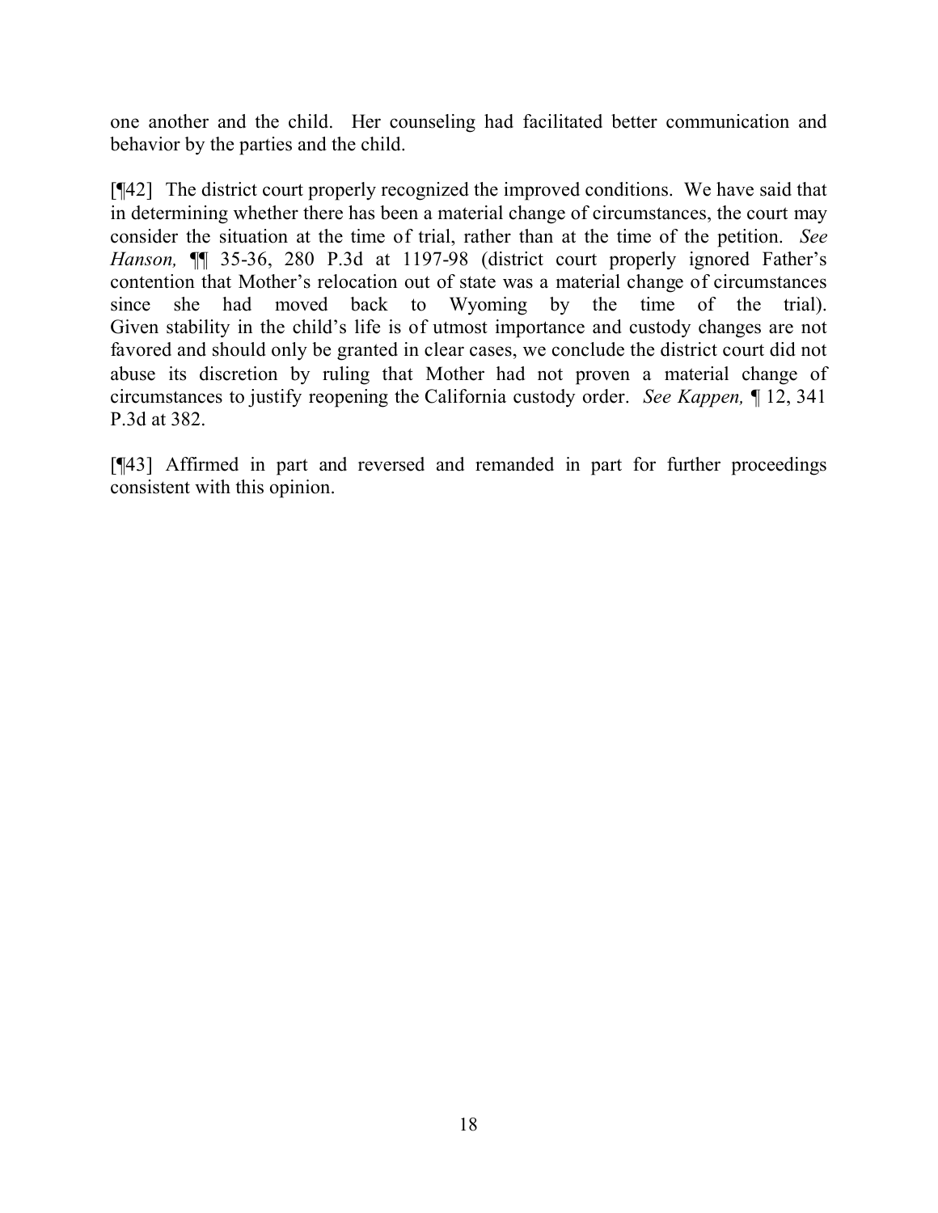one another and the child. Her counseling had facilitated better communication and behavior by the parties and the child.

[¶42] The district court properly recognized the improved conditions. We have said that in determining whether there has been a material change of circumstances, the court may consider the situation at the time of trial, rather than at the time of the petition. *See Hanson,* ¶¶ 35-36, 280 P.3d at 1197-98 (district court properly ignored Father's contention that Mother's relocation out of state was a material change of circumstances since she had moved back to Wyoming by the time of the trial). Given stability in the child's life is of utmost importance and custody changes are not favored and should only be granted in clear cases, we conclude the district court did not abuse its discretion by ruling that Mother had not proven a material change of circumstances to justify reopening the California custody order. *See Kappen,* ¶ 12, 341 P.3d at 382.

[¶43] Affirmed in part and reversed and remanded in part for further proceedings consistent with this opinion.